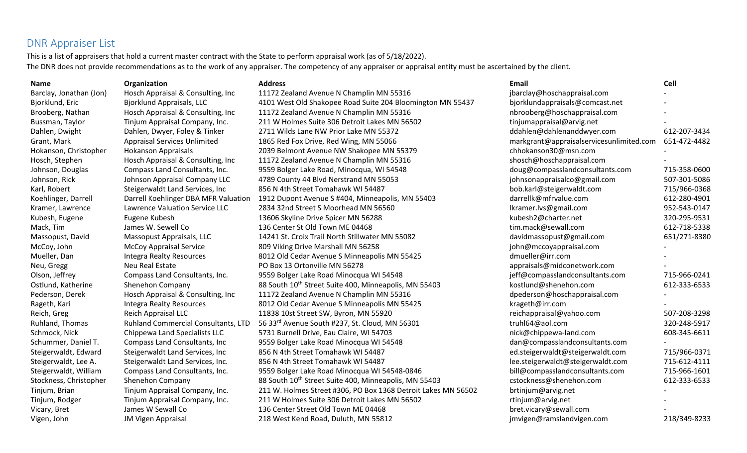# DNR Appraiser List

This is a list of appraisers that hold a current master contract with the State to perform appraisal work (as of 5/18/2022).

The DNR does not provide recommendations as to the work of any appraiser. The competency of any appraiser or appraisal entity must be ascertained by the client.

| Name | Organization | Address | Email | Cell |
|---|---|---|---|---|
| Barclay, Jonathan (Jon) | Hosch Appraisal & Consulting, Inc | 11172 Zealand Avenue N Champlin MN 55316 | jbarclay@hoschappraisal.com | - |
| Bjorklund, Eric | Bjorklund Appraisals, LLC | 4101 West Old Shakopee Road Suite 204 Bloomington MN 55437 | bjorklundappraisals@comcast.net | - |
| Brooberg, Nathan | Hosch Appraisal & Consulting, Inc | 11172 Zealand Avenue N Champlin MN 55316 | nbrooberg@hoschappraisal.com | - |
| Bussman, Taylor | Tinjum Appraisal Company, Inc. | 211 W Holmes Suite 306 Detroit Lakes MN 56502 | tinjumappraisal@arvig.net | - |
| Dahlen, Dwight | Dahlen, Dwyer, Foley & Tinker | 2711 Wilds Lane NW Prior Lake MN 55372 | ddahlen@dahlenanddwyer.com | 612-207-3434 |
| Grant, Mark | Appraisal Services Unlimited | 1865 Red Fox Drive, Red Wing, MN 55066 | markgrant@appraisalservicesunlimited.com | 651-472-4482 |
| Hokanson, Christopher | Hokanson Appraisals | 2039 Belmont Avenue NW Shakopee MN 55379 | chhokanson30@msn.com | - |
| Hosch, Stephen | Hosch Appraisal & Consulting, Inc | 11172 Zealand Avenue N Champlin MN 55316 | shosch@hoschappraisal.com | - |
| Johnson, Douglas | Compass Land Consultants, Inc. | 9559 Bolger Lake Road, Minocqua, WI 54548 | doug@compasslandconsultants.com | 715-358-0600 |
| Johnson, Rick | Johnson Appraisal Company LLC | 4789 County 44 Blvd Nerstrand MN 55053 | johnsonappraisalco@gmail.com | 507-301-5086 |
| Karl, Robert | Steigerwaldt Land Services, Inc | 856 N 4th Street Tomahawk WI 54487 | bob.karl@steigerwaldt.com | 715/966-0368 |
| Koehlinger, Darrell | Darrell Koehlinger DBA MFR Valuation | 1912 Dupont Avenue S #404, Minneapolis, MN 55403 | darrellk@mfrvalue.com | 612-280-4901 |
| Kramer, Lawrence | Lawrence Valuation Service LLC | 2834 32nd Street S Moorhead MN 56560 | lkramer.lvs@gmail.com | 952-543-0147 |
| Kubesh, Eugene | Eugene Kubesh | 13606 Skyline Drive Spicer MN 56288 | kubesh2@charter.net | 320-295-9531 |
| Mack, Tim | James W. Sewall Co | 136 Center St Old Town ME 04468 | tim.mack@sewall.com | 612-718-5338 |
| Massopust, David | Massopust Appraisals, LLC | 14241 St. Croix Trail North Stillwater MN 55082 | davidmassopust@gmail.com | 651/271-8380 |
| McCoy, John | McCoy Appraisal Service | 809 Viking Drive Marshall MN 56258 | john@mccoyappraisal.com | - |
| Mueller, Dan | Integra Realty Resources | 8012 Old Cedar Avenue S Minneapolis MN 55425 | dmueller@irr.com | - |
| Neu, Gregg | Neu Real Estate | PO Box 13 Ortonville MN 56278 | appraisals@midconetwork.com | - |
| Olson, Jeffrey | Compass Land Consultants, Inc. | 9559 Bolger Lake Road Minocqua WI 54548 | jeff@compasslandconsultants.com | 715-966-0241 |
| Ostlund, Katherine | Shenehon Company | 88 South 10th Street Suite 400, Minneapolis, MN 55403 | kostlund@shenehon.com | 612-333-6533 |
| Pederson, Derek | Hosch Appraisal & Consulting, Inc | 11172 Zealand Avenue N Champlin MN 55316 | dpederson@hoschappraisal.com | - |
| Rageth, Kari | Integra Realty Resources | 8012 Old Cedar Avenue S Minneapolis MN 55425 | krageth@irr.com | - |
| Reich, Greg | Reich Appraisal LLC | 11838 10st Street SW, Byron, MN 55920 | reichappraisal@yahoo.com | 507-208-3298 |
| Ruhland, Thomas | Ruhland Commercial Consultants, LTD | 56 33rd Avenue South #237, St. Cloud, MN 56301 | truhl64@aol.com | 320-248-5917 |
| Schmock, Nick | Chippewa Land Specialists LLC | 5731 Burnell Drive, Eau Claire, WI 54703 | nick@chippewa-land.com | 608-345-6611 |
| Schummer, Daniel T. | Compass Land Consultants, Inc | 9559 Bolger Lake Road Minocqua WI 54548 | dan@compasslandconsultants.com | - |
| Steigerwaldt, Edward | Steigerwaldt Land Services, Inc | 856 N 4th Street Tomahawk WI 54487 | ed.steigerwaldt@steigerwaldt.com | 715/966-0371 |
| Steigerwaldt, Lee A. | Steigerwaldt Land Services, Inc. | 856 N 4th Street Tomahawk WI 54487 | lee.steigerwaldt@steigerwaldt.com | 715-612-4111 |
| Steigerwaldt, William | Compass Land Consultants, Inc. | 9559 Bolger Lake Road Minocqua WI 54548-0846 | bill@compasslandconsultants.com | 715-966-1601 |
| Stockness, Christopher | Shenehon Company | 88 South 10th Street Suite 400, Minneapolis, MN 55403 | cstockness@shenehon.com | 612-333-6533 |
| Tinjum, Brian | Tinjum Appraisal Company, Inc. | 211 W. Holmes Street #306, PO Box 1368 Detroit Lakes MN 56502 | brtinjum@arvig.net | - |
| Tinjum, Rodger | Tinjum Appraisal Company, Inc. | 211 W Holmes Suite 306 Detroit Lakes MN 56502 | rtinjum@arvig.net | - |
| Vicary, Bret | James W Sewall Co | 136 Center Street Old Town ME 04468 | bret.vicary@sewall.com | - |
| Vigen, John | JM Vigen Appraisal | 218 West Kend Road, Duluth, MN 55812 | jmvigen@ramslandvigen.com | 218/349-8233 |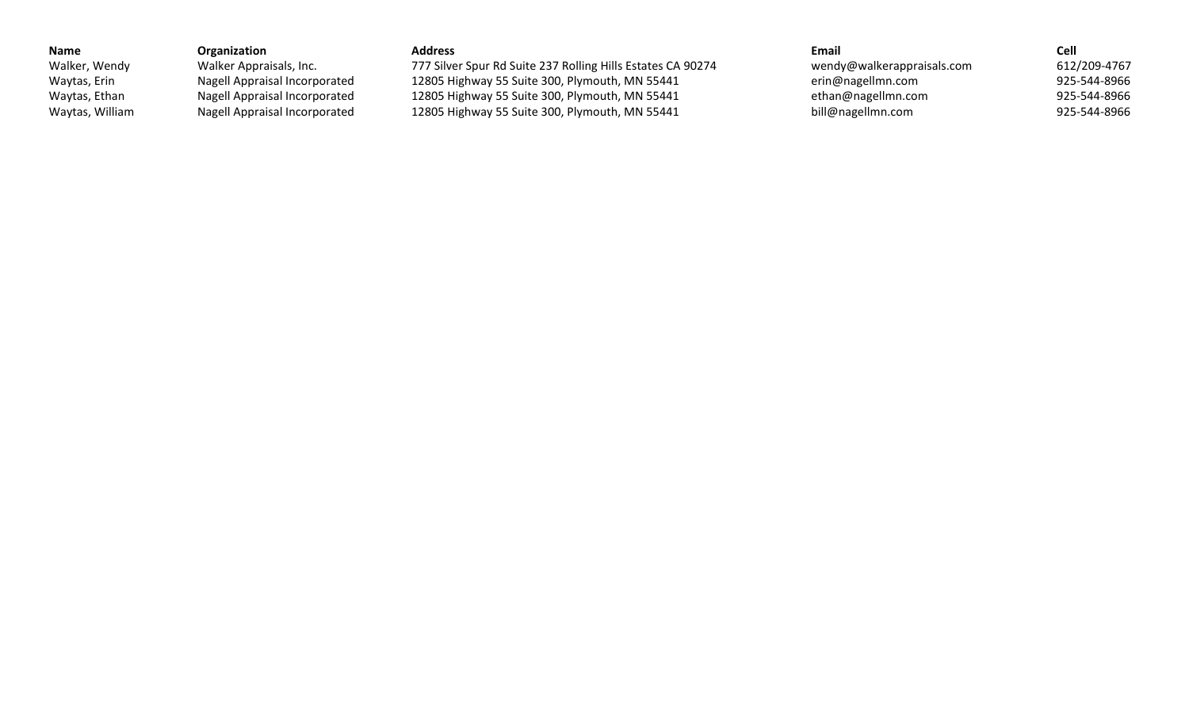| Name | Organization | Address | Email | Cell |
| --- | --- | --- | --- | --- |
| Walker, Wendy | Walker Appraisals, Inc. | 777 Silver Spur Rd Suite 237 Rolling Hills Estates CA 90274 | wendy@walkerappraisals.com | 612/209-4767 |
| Waytas, Erin | Nagell Appraisal Incorporated | 12805 Highway 55 Suite 300, Plymouth, MN 55441 | erin@nagellmn.com | 925-544-8966 |
| Waytas, Ethan | Nagell Appraisal Incorporated | 12805 Highway 55 Suite 300, Plymouth, MN 55441 | ethan@nagellmn.com | 925-544-8966 |
| Waytas, William | Nagell Appraisal Incorporated | 12805 Highway 55 Suite 300, Plymouth, MN 55441 | bill@nagellmn.com | 925-544-8966 |